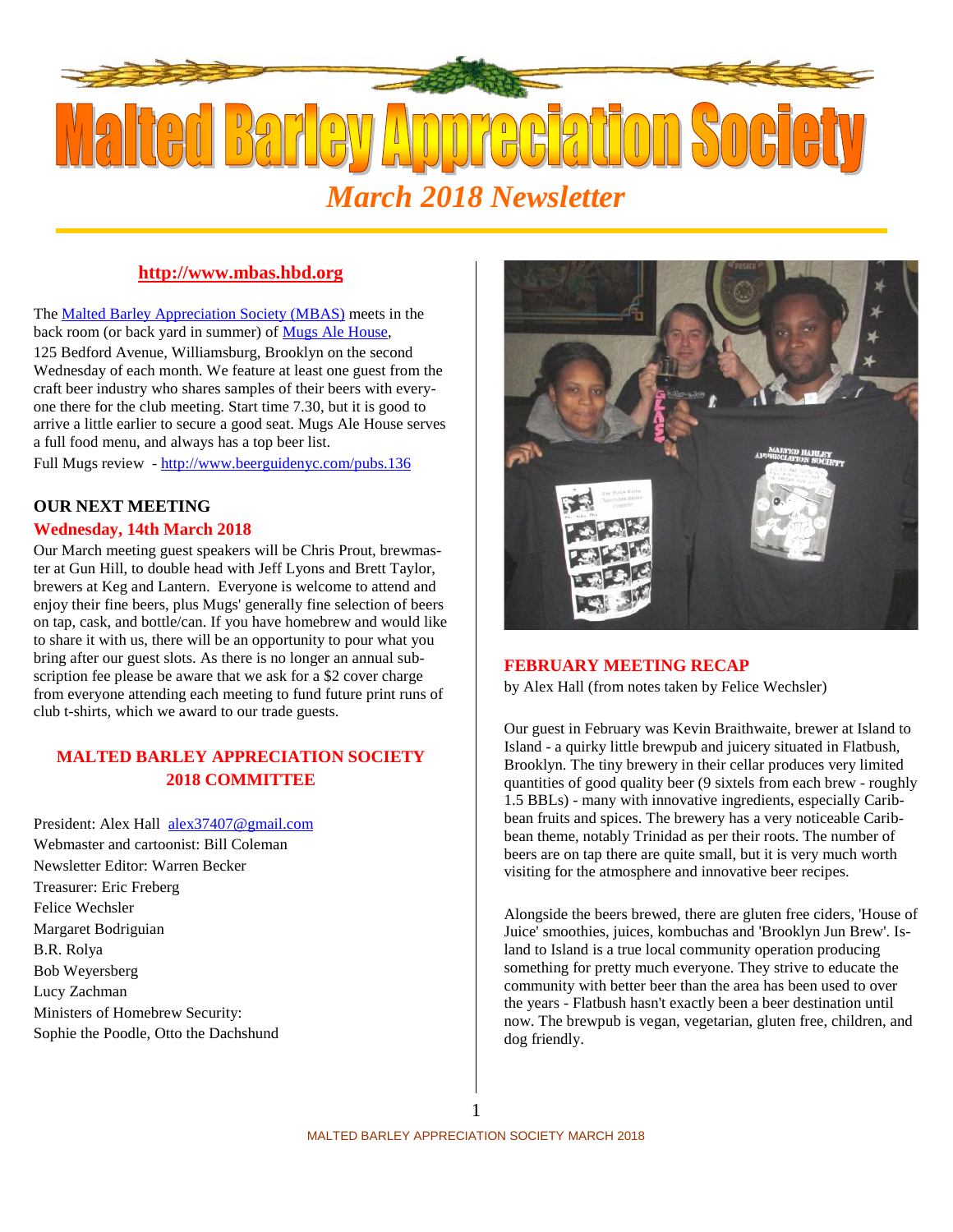# Malted Barley Appreciation Society

## *March 2018 Newsletter*

**http://www.mbas.hbd.org**

The Malted Barley Appreciation Society (MBAS) meets in the back room (or back yard in summer) of Mugs Ale House, 125 Bedford Avenue, Williamsburg, Brooklyn on the second Wednesday of each month. We feature at least one guest from the craft beer industry who shares samples of their beers with everyone there for the club meeting. Start time 7.30, but it is good to arrive a little earlier to secure a good seat. Mugs Ale House serves a full food menu, and always has a top beer list.

Full Mugs review - http://www.beerguidenyc.com/pubs.136

### OUR NEXT MEETING

**Wednesday, 14th March 2018**

Our March meeting guest speakers will be Chris Prout, brewmaster at Gun Hill, to double head with Jeff Lyons and Brett Taylor, brewers at Keg and Lantern. Everyone is welcome to attend and enjoy their fine beers, plus Mugs' generally fine selection of beers on tap, cask, and bottle/can. If you have homebrew and would like to share it with us, there will be an opportunity to pour what you bring after our guest slots. As there is no longer an annual subscription fee please be aware that we ask for a $2 cover charge from everyone attending each meeting to fund future print runs of club t-shirts, which we award to our trade guests.

### MALTED BARLEY APPRECIATION SOCIETY 2018 COMMITTEE

President: Alex Hall alex37407@gmail.com
Webmaster and cartoonist: Bill Coleman
Newsletter Editor: Warren Becker
Treasurer: Eric Freberg
Felice Wechsler
Margaret Bodriguian
B.R. Rolya
Bob Weyersberg
Lucy Zachman
Ministers of Homebrew Security:
Sophie the Poodle, Otto the Dachshund

### FEBRUARY MEETING RECAP

by Alex Hall (from notes taken by Felice Wechsler)

Our guest in February was Kevin Braithwaite, brewer at Island to Island - a quirky little brewpub and juicery situated in Flatbush, Brooklyn. The tiny brewery in their cellar produces very limited quantities of good quality beer (9 sixtels from each brew - roughly 1.5 BBLs) - many with innovative ingredients, especially Caribbean fruits and spices. The brewery has a very noticeable Caribbean theme, notably Trinidad as per their roots. The number of beers are on tap there are quite small, but it is very much worth visiting for the atmosphere and innovative beer recipes.

Alongside the beers brewed, there are gluten free ciders, 'House of Juice' smoothies, juices, kombuchas and 'Brooklyn Jun Brew'. Island to Island is a true local community operation producing something for pretty much everyone. They strive to educate the community with better beer than the area has been used to over the years - Flatbush hasn't exactly been a beer destination until now. The brewpub is vegan, vegetarian, gluten free, children, and dog friendly.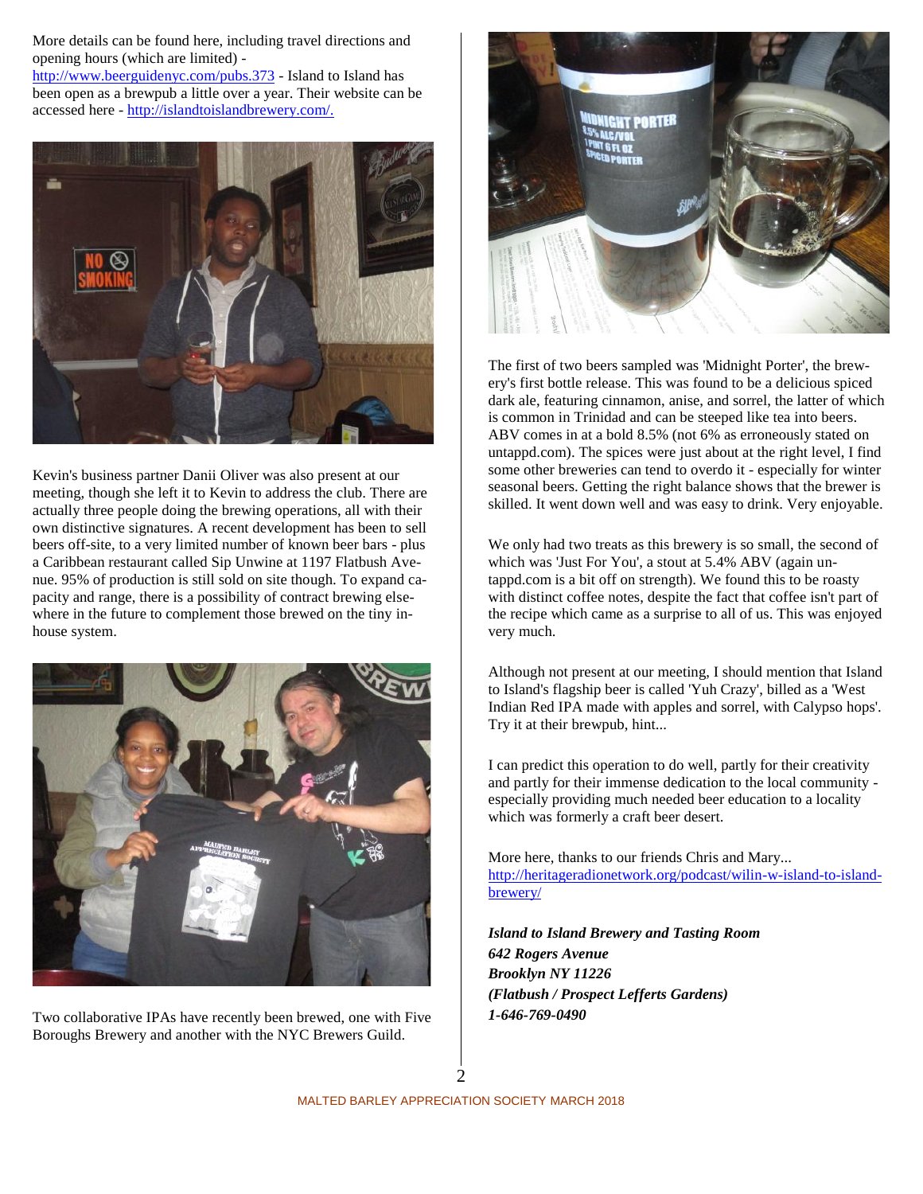More details can be found here, including travel directions and opening hours (which are limited) - http://www.beerguidenyc.com/pubs.373 - Island to Island has been open as a brewpub a little over a year. Their website can be accessed here - http://islandtoislandbrewery.com/.

Kevin's business partner Danii Oliver was also present at our meeting, though she left it to Kevin to address the club. There are actually three people doing the brewing operations, all with their own distinctive signatures. A recent development has been to sell beers off-site, to a very limited number of known beer bars - plus a Caribbean restaurant called Sip Unwine at 1197 Flatbush Avenue. 95% of production is still sold on site though. To expand capacity and range, there is a possibility of contract brewing elsewhere in the future to complement those brewed on the tiny in-house system.

Two collaborative IPAs have recently been brewed, one with Five Boroughs Brewery and another with the NYC Brewers Guild.

The first of two beers sampled was 'Midnight Porter', the brewery's first bottle release. This was found to be a delicious spiced dark ale, featuring cinnamon, anise, and sorrel, the latter of which is common in Trinidad and can be steeped like tea into beers. ABV comes in at a bold 8.5% (not 6% as erroneously stated on untappd.com). The spices were just about at the right level, I find some other breweries can tend to overdo it - especially for winter seasonal beers. Getting the right balance shows that the brewer is skilled. It went down well and was easy to drink. Very enjoyable.

We only had two treats as this brewery is so small, the second of which was 'Just For You', a stout at 5.4% ABV (again untappd.com is a bit off on strength). We found this to be roasty with distinct coffee notes, despite the fact that coffee isn't part of the recipe which came as a surprise to all of us. This was enjoyed very much.

Although not present at our meeting, I should mention that Island to Island's flagship beer is called 'Yuh Crazy', billed as a 'West Indian Red IPA made with apples and sorrel, with Calypso hops'. Try it at their brewpub, hint...

I can predict this operation to do well, partly for their creativity and partly for their immense dedication to the local community - especially providing much needed beer education to a locality which was formerly a craft beer desert.

More here, thanks to our friends Chris and Mary...
http://heritageradionetwork.org/podcast/wilin-w-island-to-island-brewery/

***Island to Island Brewery and Tasting Room***
***642 Rogers Avenue***
***Brooklyn NY 11226***
***(Flatbush / Prospect Lefferts Gardens)***
***1-646-769-0490***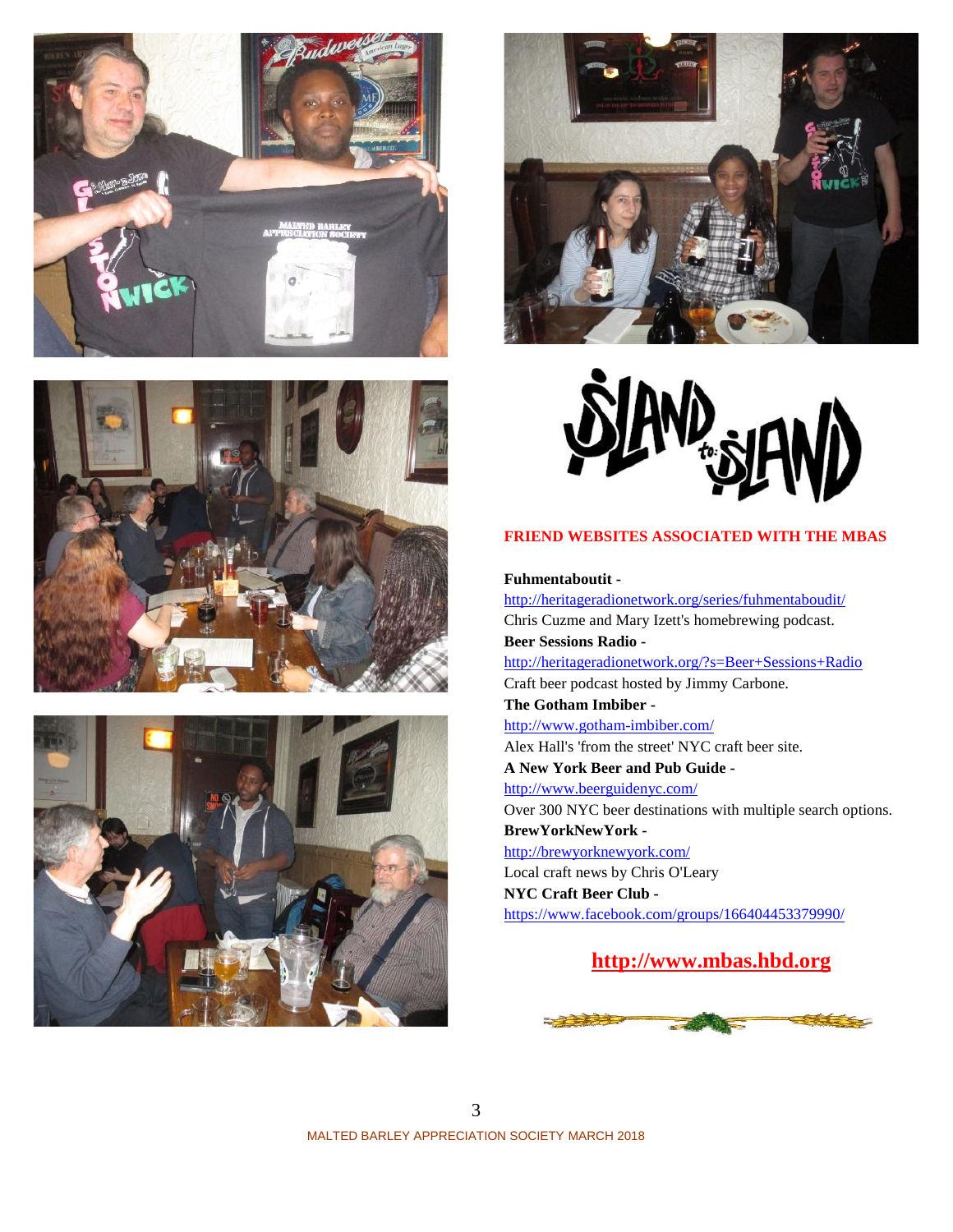## FRIEND WEBSITES ASSOCIATED WITH THE MBAS

**Fuhmentaboutit -**
http://heritageradionetwork.org/series/fuhmentaboudit/
Chris Cuzme and Mary Izett's homebrewing podcast.

**Beer Sessions Radio -**
http://heritageradionetwork.org/?s=Beer+Sessions+Radio
Craft beer podcast hosted by Jimmy Carbone.

**The Gotham Imbiber -**
http://www.gotham-imbiber.com/
Alex Hall's 'from the street' NYC craft beer site.

**A New York Beer and Pub Guide -**
http://www.beerguidenyc.com/
Over 300 NYC beer destinations with multiple search options.

**BrewYorkNewYork -**
http://brewyorknewyork.com/
Local craft news by Chris O'Leary

**NYC Craft Beer Club -**
https://www.facebook.com/groups/166404453379990/

**http://www.mbas.hbd.org**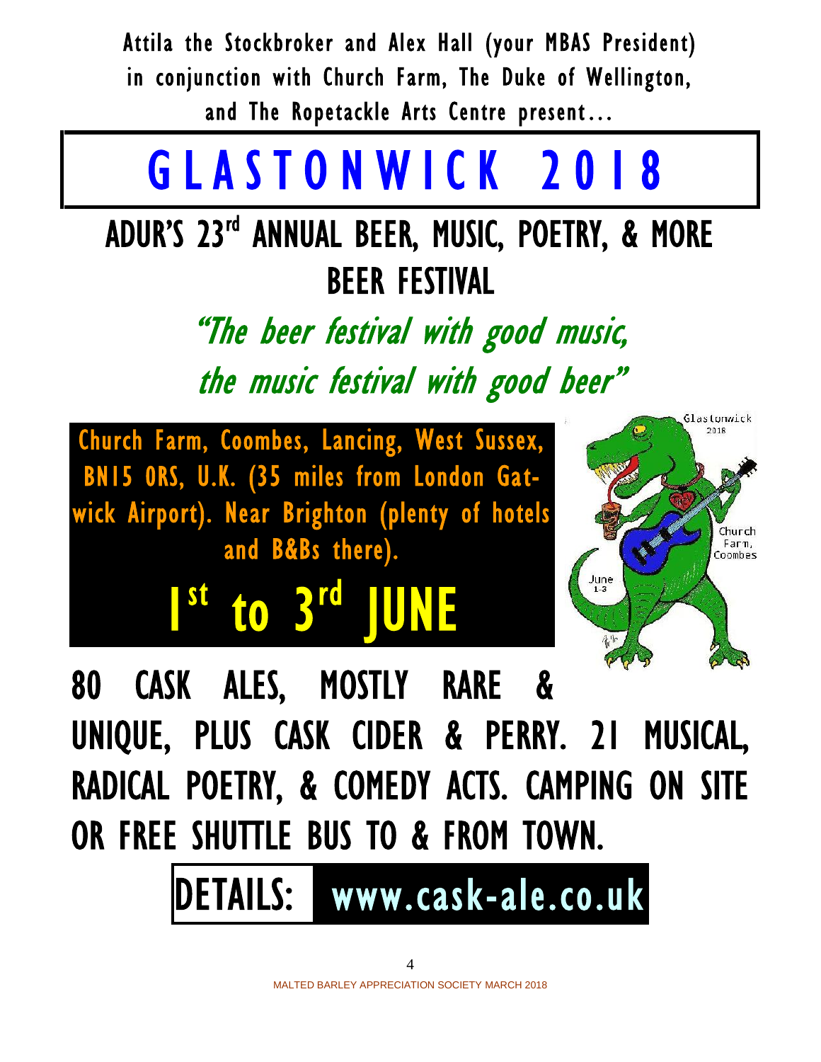Attila the Stockbroker and Alex Hall (your MBAS President) in conjunction with Church Farm, The Duke of Wellington, and The Ropetackle Arts Centre present…

# GLASTONWICK 2018

## ADUR'S 23rd ANNUAL BEER, MUSIC, POETRY, & MORE BEER FESTIVAL

*"The beer festival with good music, the music festival with good beer"*

Church Farm, Coombes, Lancing, West Sussex, BN15 0RS, U.K. (35 miles from London Gatwick Airport). Near Brighton (plenty of hotels and B&Bs there).

## 1st to 3rd JUNE

80 CASK ALES, MOSTLY RARE & UNIQUE, PLUS CASK CIDER & PERRY. 21 MUSICAL, RADICAL POETRY, & COMEDY ACTS. CAMPING ON SITE OR FREE SHUTTLE BUS TO & FROM TOWN.

DETAILS: www.cask-ale.co.uk